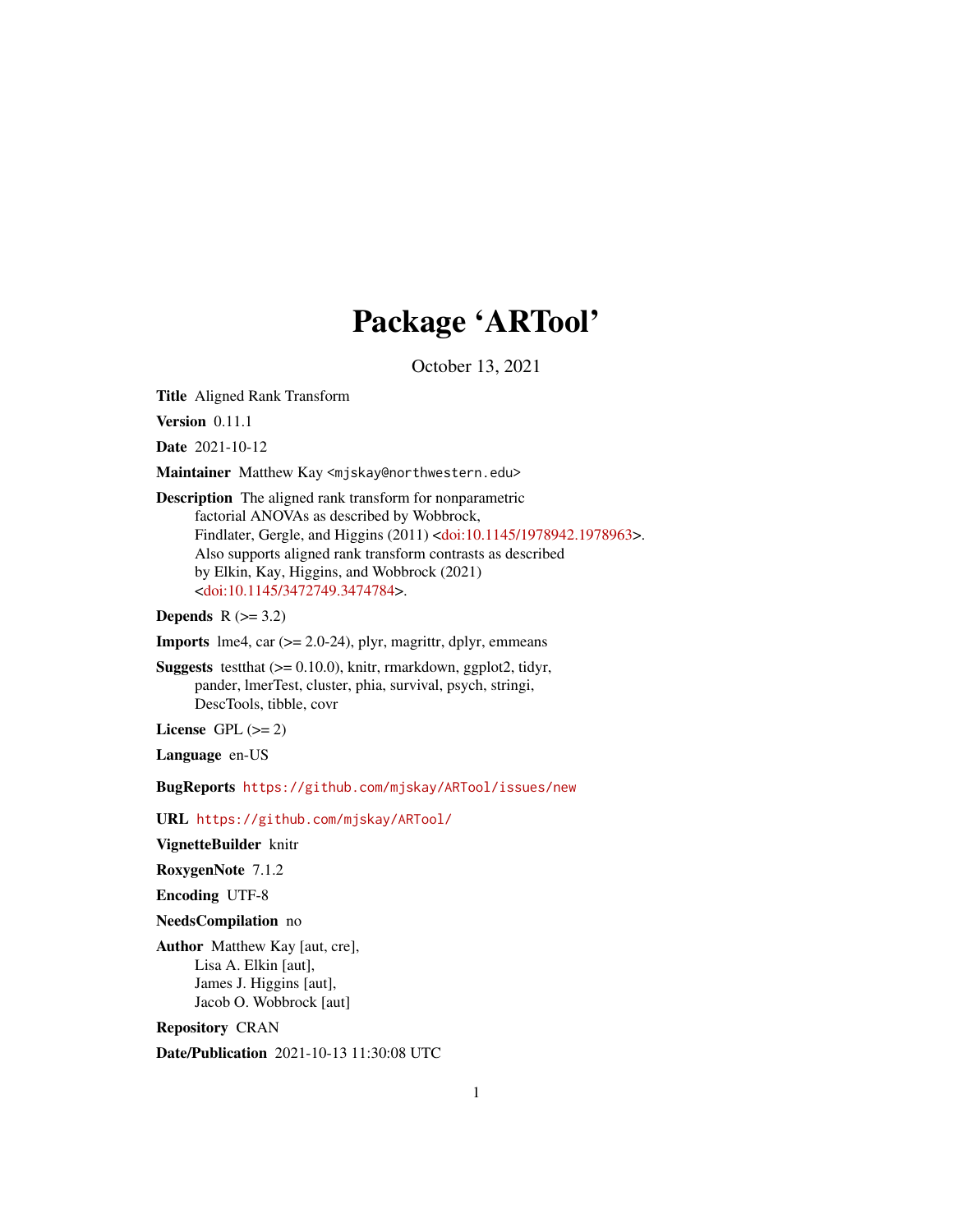# Package 'ARTool'

October 13, 2021

**Title** Aligned Rank Transform

**Version** 0.11.1

**Date** 2021-10-12

**Maintainer** Matthew Kay <mjskay@northwestern.edu>

**Description** The aligned rank transform for nonparametric factorial ANOVAs as described by Wobbrock, Findlater, Gergle, and Higgins (2011) <doi:10.1145/1978942.1978963>. Also supports aligned rank transform contrasts as described by Elkin, Kay, Higgins, and Wobbrock (2021) <doi:10.1145/3472749.3474784>.

**Depends** R (>= 3.2)

**Imports** lme4, car (>= 2.0-24), plyr, magrittr, dplyr, emmeans

**Suggests** testthat (>= 0.10.0), knitr, rmarkdown, ggplot2, tidyr, pander, lmerTest, cluster, phia, survival, psych, stringi, DescTools, tibble, covr

**License** GPL (>= 2)

**Language** en-US

**BugReports** https://github.com/mjskay/ARTool/issues/new

**URL** https://github.com/mjskay/ARTool/

**VignetteBuilder** knitr

**RoxygenNote** 7.1.2

**Encoding** UTF-8

**NeedsCompilation** no

**Author** Matthew Kay [aut, cre],
Lisa A. Elkin [aut],
James J. Higgins [aut],
Jacob O. Wobbrock [aut]

**Repository** CRAN

**Date/Publication** 2021-10-13 11:30:08 UTC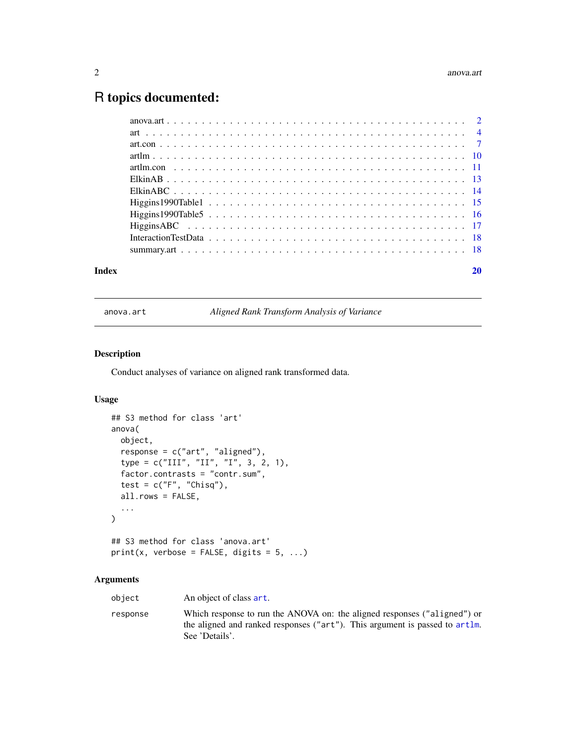# R topics documented:

| | |
|---|---|
| anova.art | 2 |
| art | 4 |
| art.con | 7 |
| artlm | 10 |
| artlm.con | 11 |
| ElkinAB | 13 |
| ElkinABC | 14 |
| Higgins1990Table1 | 15 |
| Higgins1990Table5 | 16 |
| HigginsABC | 17 |
| InteractionTestData | 18 |
| summary.art | 18 |

**Index** **20**

---

`anova.art` *Aligned Rank Transform Analysis of Variance*

---

## Description

Conduct analyses of variance on aligned rank transformed data.

## Usage

```
## S3 method for class 'art'
anova(
  object,
  response = c("art", "aligned"),
  type = c("III", "II", "I", 3, 2, 1),
  factor.contrasts = "contr.sum",
  test = c("F", "Chisq"),
  all.rows = FALSE,
  ...
)

## S3 method for class 'anova.art'
print(x, verbose = FALSE, digits = 5, ...)
```

## Arguments

| | |
|---|---|
| `object` | An object of class `art`. |
| `response` | Which response to run the ANOVA on: the aligned responses (`"aligned"`) or the aligned and ranked responses (`"art"`). This argument is passed to `artlm`. See 'Details'. |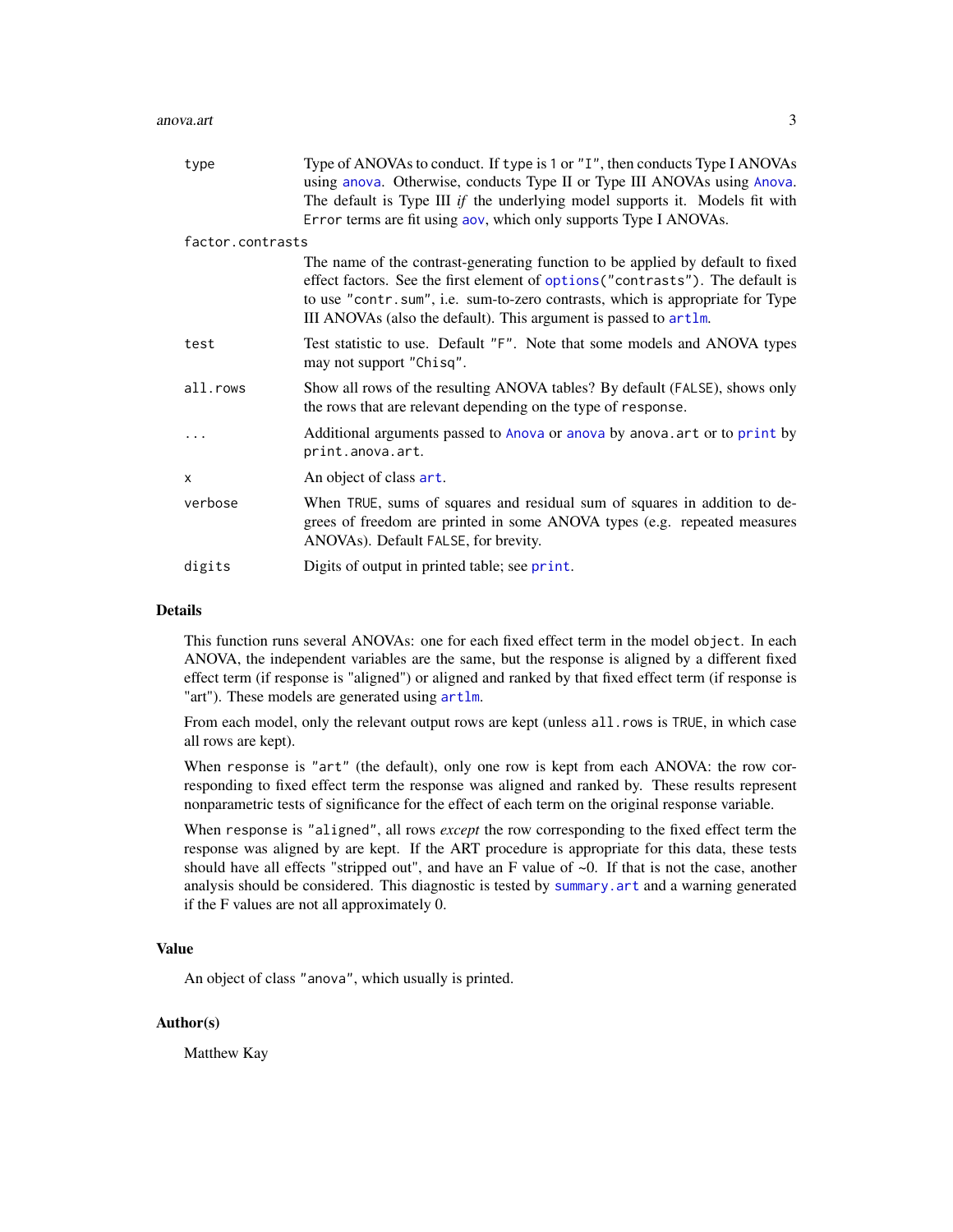| | |
|---|---|
| `type` | Type of ANOVAs to conduct. If `type` is `1` or `"I"`, then conducts Type I ANOVAs using `anova`. Otherwise, conducts Type II or Type III ANOVAs using `Anova`. The default is Type III *if* the underlying model supports it. Models fit with `Error` terms are fit using `aov`, which only supports Type I ANOVAs. |
| `factor.contrasts` | The name of the contrast-generating function to be applied by default to fixed effect factors. See the first element of `options("contrasts")`. The default is to use `"contr.sum"`, i.e. sum-to-zero contrasts, which is appropriate for Type III ANOVAs (also the default). This argument is passed to `artlm`. |
| `test` | Test statistic to use. Default `"F"`. Note that some models and ANOVA types may not support `"Chisq"`. |
| `all.rows` | Show all rows of the resulting ANOVA tables? By default (`FALSE`), shows only the rows that are relevant depending on the type of `response`. |
| `...` | Additional arguments passed to `Anova` or `anova` by `anova.art` or to `print` by `print.anova.art`. |
| `x` | An object of class `art`. |
| `verbose` | When `TRUE`, sums of squares and residual sum of squares in addition to degrees of freedom are printed in some ANOVA types (e.g. repeated measures ANOVAs). Default `FALSE`, for brevity. |
| `digits` | Digits of output in printed table; see `print`. |

## Details

This function runs several ANOVAs: one for each fixed effect term in the model `object`. In each ANOVA, the independent variables are the same, but the response is aligned by a different fixed effect term (if response is "aligned") or aligned and ranked by that fixed effect term (if response is "art"). These models are generated using `artlm`.

From each model, only the relevant output rows are kept (unless `all.rows` is `TRUE`, in which case all rows are kept).

When `response` is `"art"` (the default), only one row is kept from each ANOVA: the row corresponding to fixed effect term the response was aligned and ranked by. These results represent nonparametric tests of significance for the effect of each term on the original response variable.

When `response` is `"aligned"`, all rows *except* the row corresponding to the fixed effect term the response was aligned by are kept. If the ART procedure is appropriate for this data, these tests should have all effects "stripped out", and have an F value of ~0. If that is not the case, another analysis should be considered. This diagnostic is tested by `summary.art` and a warning generated if the F values are not all approximately 0.

## Value

An object of class `"anova"`, which usually is printed.

## Author(s)

Matthew Kay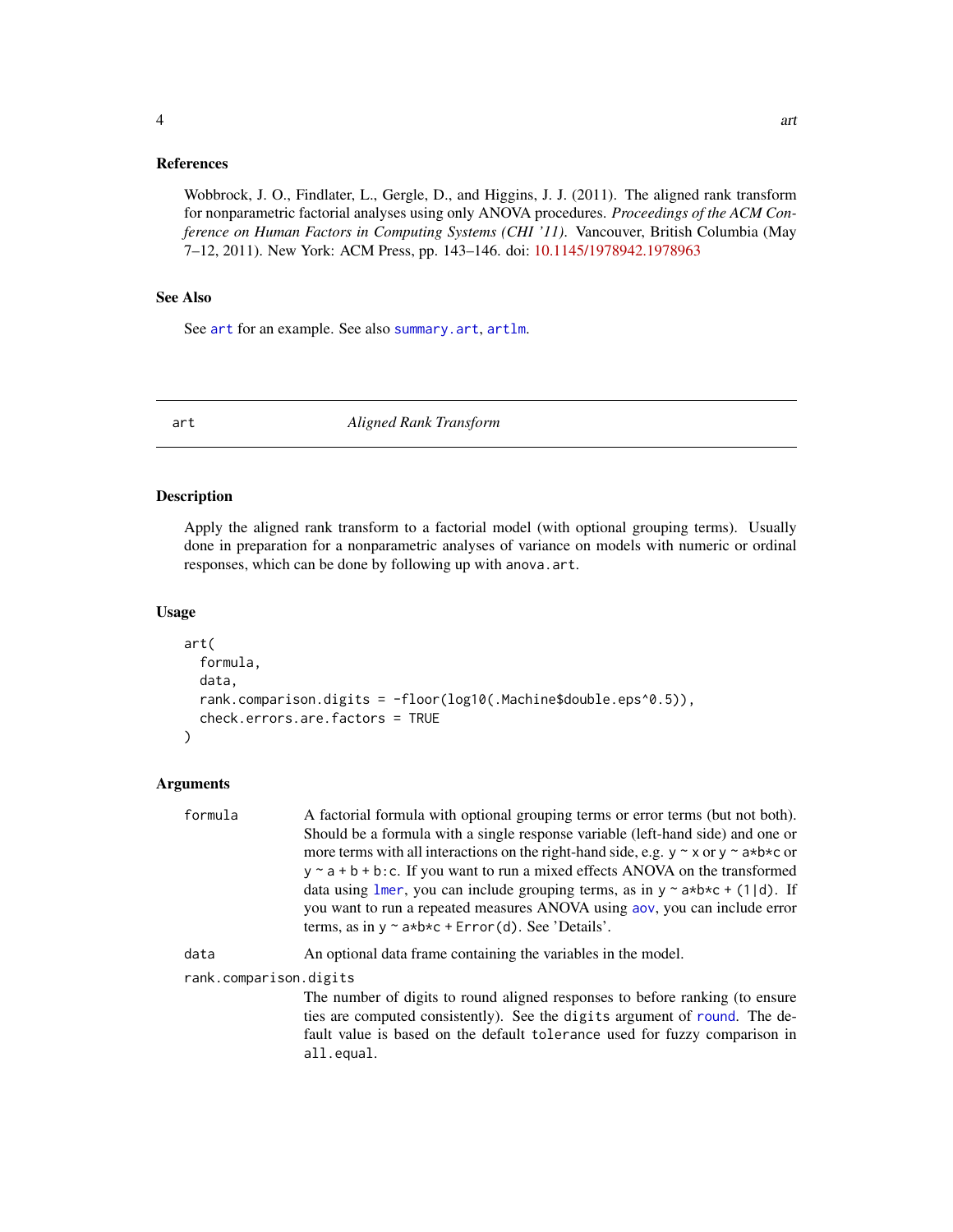### References

Wobbrock, J. O., Findlater, L., Gergle, D., and Higgins, J. J. (2011). The aligned rank transform for nonparametric factorial analyses using only ANOVA procedures. *Proceedings of the ACM Conference on Human Factors in Computing Systems (CHI '11)*. Vancouver, British Columbia (May 7–12, 2011). New York: ACM Press, pp. 143–146. doi: 10.1145/1978942.1978963

### See Also

See `art` for an example. See also `summary.art`, `artlm`.

---

## art — *Aligned Rank Transform*

### Description

Apply the aligned rank transform to a factorial model (with optional grouping terms). Usually done in preparation for a nonparametric analyses of variance on models with numeric or ordinal responses, which can be done by following up with `anova.art`.

### Usage

```
art(
  formula,
  data,
  rank.comparison.digits = -floor(log10(.Machine$double.eps^0.5)),
  check.errors.are.factors = TRUE
)
```

### Arguments

`formula`
: A factorial formula with optional grouping terms or error terms (but not both). Should be a formula with a single response variable (left-hand side) and one or more terms with all interactions on the right-hand side, e.g. `y ~ x` or `y ~ a*b*c` or `y ~ a + b + b:c`. If you want to run a mixed effects ANOVA on the transformed data using `lmer`, you can include grouping terms, as in `y ~ a*b*c + (1|d)`. If you want to run a repeated measures ANOVA using `aov`, you can include error terms, as in `y ~ a*b*c + Error(d)`. See 'Details'.

`data`
: An optional data frame containing the variables in the model.

`rank.comparison.digits`
: The number of digits to round aligned responses to before ranking (to ensure ties are computed consistently). See the `digits` argument of `round`. The default value is based on the default `tolerance` used for fuzzy comparison in `all.equal`.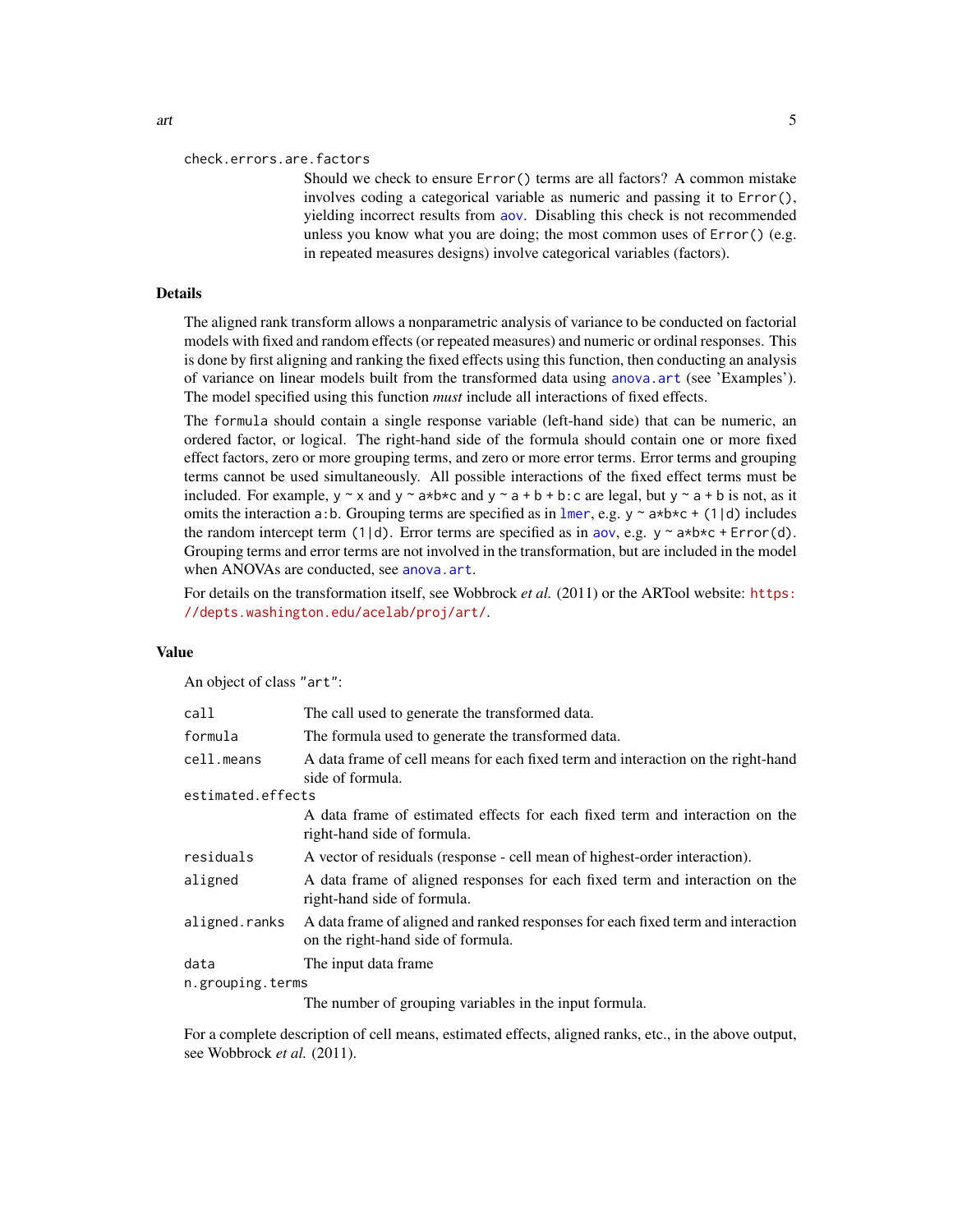`check.errors.are.factors`
: Should we check to ensure `Error()` terms are all factors? A common mistake involves coding a categorical variable as numeric and passing it to `Error()`, yielding incorrect results from `aov`. Disabling this check is not recommended unless you know what you are doing; the most common uses of `Error()` (e.g. in repeated measures designs) involve categorical variables (factors).

## Details

The aligned rank transform allows a nonparametric analysis of variance to be conducted on factorial models with fixed and random effects (or repeated measures) and numeric or ordinal responses. This is done by first aligning and ranking the fixed effects using this function, then conducting an analysis of variance on linear models built from the transformed data using `anova.art` (see 'Examples'). The model specified using this function *must* include all interactions of fixed effects.

The `formula` should contain a single response variable (left-hand side) that can be numeric, an ordered factor, or logical. The right-hand side of the formula should contain one or more fixed effect factors, zero or more grouping terms, and zero or more error terms. Error terms and grouping terms cannot be used simultaneously. All possible interactions of the fixed effect terms must be included. For example, `y ~ x` and `y ~ a*b*c` and `y ~ a + b + b:c` are legal, but `y ~ a + b` is not, as it omits the interaction `a:b`. Grouping terms are specified as in `lmer`, e.g. `y ~ a*b*c + (1|d)` includes the random intercept term `(1|d)`. Error terms are specified as in `aov`, e.g. `y ~ a*b*c + Error(d)`. Grouping terms and error terms are not involved in the transformation, but are included in the model when ANOVAs are conducted, see `anova.art`.

For details on the transformation itself, see Wobbrock *et al.* (2011) or the ARTool website: https://depts.washington.edu/acelab/proj/art/.

## Value

An object of class `"art"`:

| | |
|---|---|
| `call` | The call used to generate the transformed data. |
| `formula` | The formula used to generate the transformed data. |
| `cell.means` | A data frame of cell means for each fixed term and interaction on the right-hand side of formula. |
| `estimated.effects` | A data frame of estimated effects for each fixed term and interaction on the right-hand side of formula. |
| `residuals` | A vector of residuals (response - cell mean of highest-order interaction). |
| `aligned` | A data frame of aligned responses for each fixed term and interaction on the right-hand side of formula. |
| `aligned.ranks` | A data frame of aligned and ranked responses for each fixed term and interaction on the right-hand side of formula. |
| `data` | The input data frame |
| `n.grouping.terms` | The number of grouping variables in the input formula. |

For a complete description of cell means, estimated effects, aligned ranks, etc., in the above output, see Wobbrock *et al.* (2011).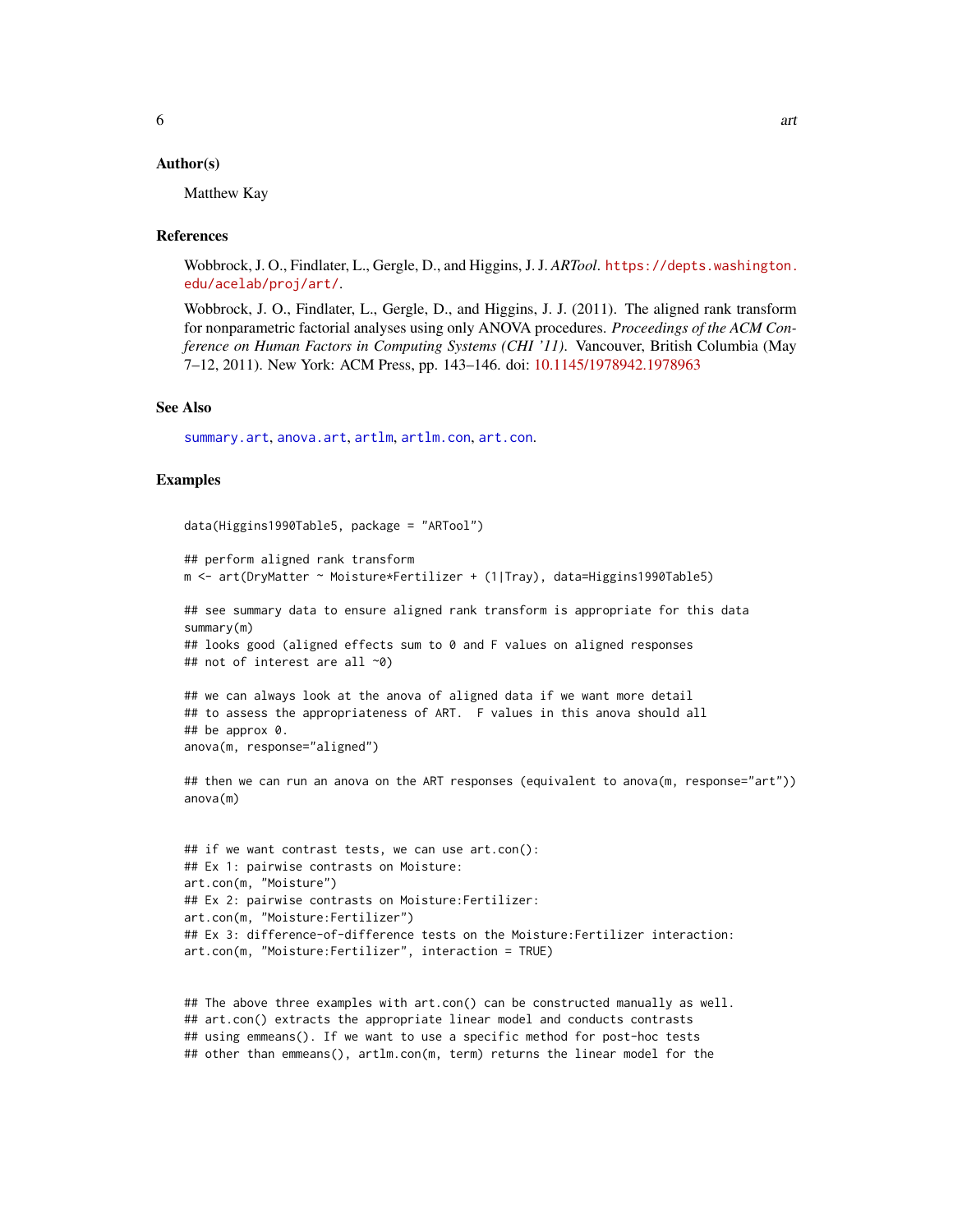### Author(s)

Matthew Kay

### References

Wobbrock, J. O., Findlater, L., Gergle, D., and Higgins, J. J. *ARTool*. https://depts.washington.edu/acelab/proj/art/.

Wobbrock, J. O., Findlater, L., Gergle, D., and Higgins, J. J. (2011). The aligned rank transform for nonparametric factorial analyses using only ANOVA procedures. *Proceedings of the ACM Conference on Human Factors in Computing Systems (CHI '11)*. Vancouver, British Columbia (May 7–12, 2011). New York: ACM Press, pp. 143–146. doi: 10.1145/1978942.1978963

### See Also

summary.art, anova.art, artlm, artlm.con, art.con.

### Examples

```
data(Higgins1990Table5, package = "ARTool")

## perform aligned rank transform
m <- art(DryMatter ~ Moisture*Fertilizer + (1|Tray), data=Higgins1990Table5)

## see summary data to ensure aligned rank transform is appropriate for this data
summary(m)
## looks good (aligned effects sum to 0 and F values on aligned responses
## not of interest are all ~0)

## we can always look at the anova of aligned data if we want more detail
## to assess the appropriateness of ART.  F values in this anova should all
## be approx 0.
anova(m, response="aligned")

## then we can run an anova on the ART responses (equivalent to anova(m, response="art"))
anova(m)


## if we want contrast tests, we can use art.con():
## Ex 1: pairwise contrasts on Moisture:
art.con(m, "Moisture")
## Ex 2: pairwise contrasts on Moisture:Fertilizer:
art.con(m, "Moisture:Fertilizer")
## Ex 3: difference-of-difference tests on the Moisture:Fertilizer interaction:
art.con(m, "Moisture:Fertilizer", interaction = TRUE)


## The above three examples with art.con() can be constructed manually as well.
## art.con() extracts the appropriate linear model and conducts contrasts
## using emmeans(). If we want to use a specific method for post-hoc tests
## other than emmeans(), artlm.con(m, term) returns the linear model for the
```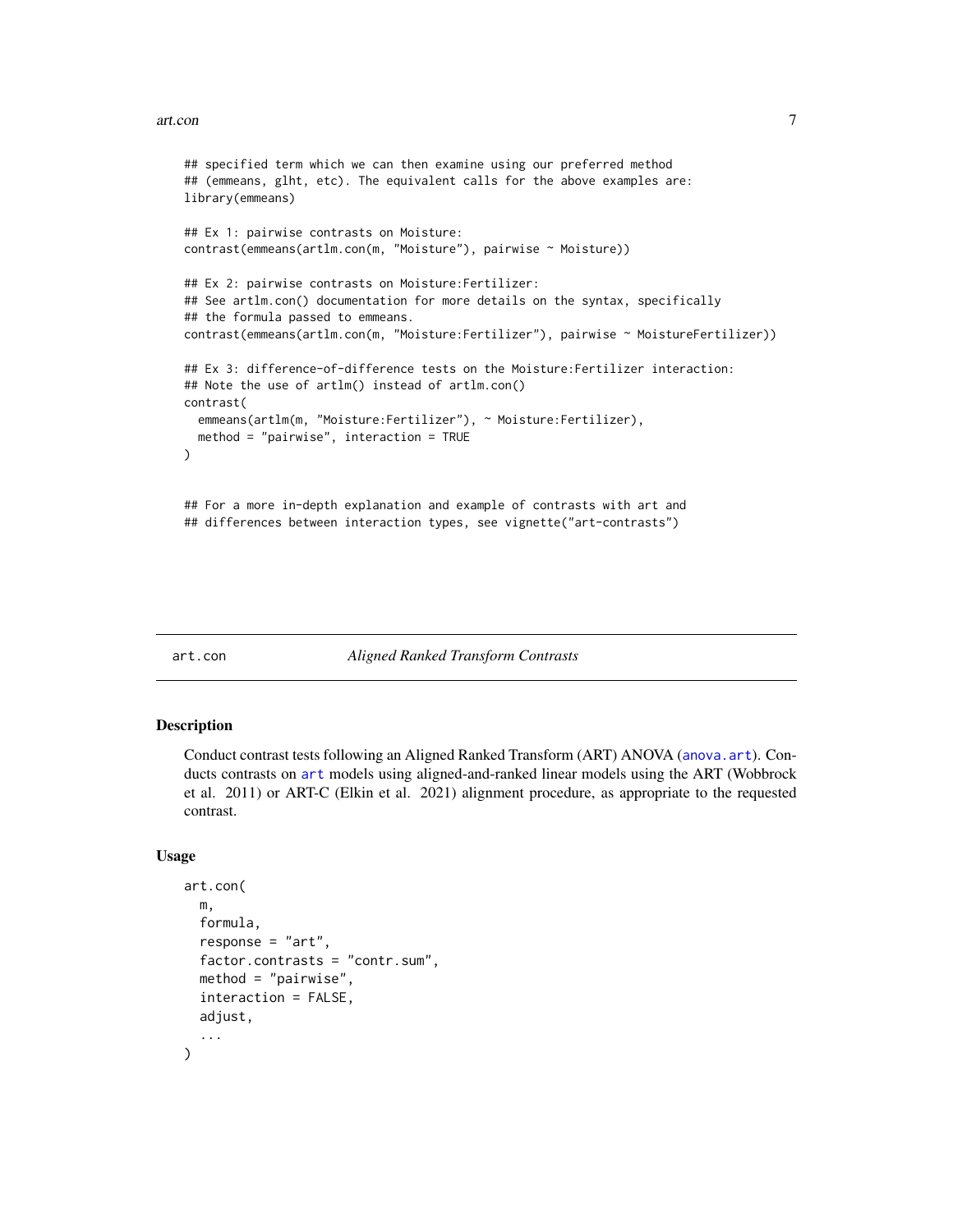```
## specified term which we can then examine using our preferred method
## (emmeans, glht, etc). The equivalent calls for the above examples are:
library(emmeans)

## Ex 1: pairwise contrasts on Moisture:
contrast(emmeans(artlm.con(m, "Moisture"), pairwise ~ Moisture))

## Ex 2: pairwise contrasts on Moisture:Fertilizer:
## See artlm.con() documentation for more details on the syntax, specifically
## the formula passed to emmeans.
contrast(emmeans(artlm.con(m, "Moisture:Fertilizer"), pairwise ~ MoistureFertilizer))

## Ex 3: difference-of-difference tests on the Moisture:Fertilizer interaction:
## Note the use of artlm() instead of artlm.con()
contrast(
  emmeans(artlm(m, "Moisture:Fertilizer"), ~ Moisture:Fertilizer),
  method = "pairwise", interaction = TRUE
)


## For a more in-depth explanation and example of contrasts with art and
## differences between interaction types, see vignette("art-contrasts")
```

## art.con — *Aligned Ranked Transform Contrasts*

### Description

Conduct contrast tests following an Aligned Ranked Transform (ART) ANOVA (anova.art). Conducts contrasts on art models using aligned-and-ranked linear models using the ART (Wobbrock et al. 2011) or ART-C (Elkin et al. 2021) alignment procedure, as appropriate to the requested contrast.

### Usage

```
art.con(
  m,
  formula,
  response = "art",
  factor.contrasts = "contr.sum",
  method = "pairwise",
  interaction = FALSE,
  adjust,
  ...
)
```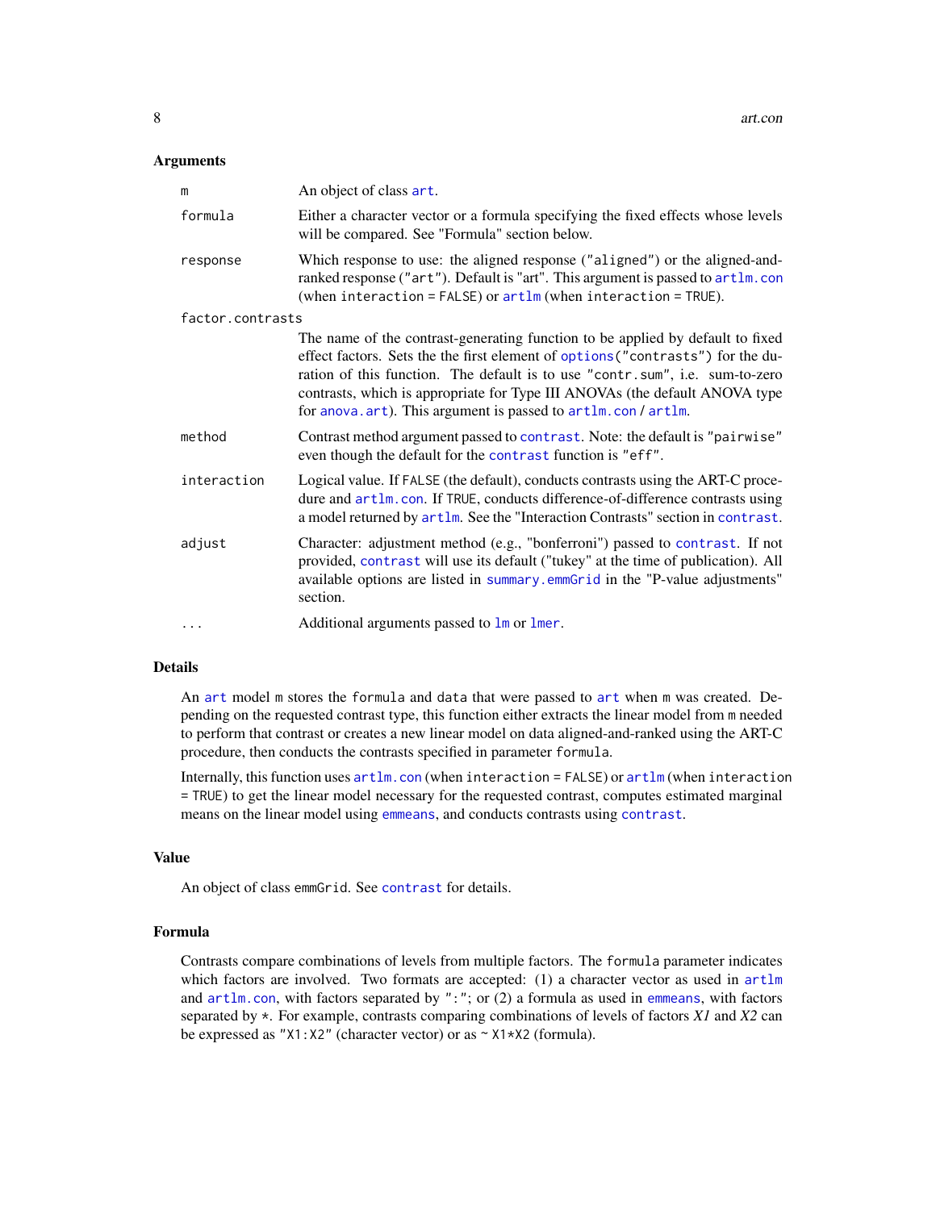## Arguments

| | |
|---|---|
| `m` | An object of class `art`. |
| `formula` | Either a character vector or a formula specifying the fixed effects whose levels will be compared. See "Formula" section below. |
| `response` | Which response to use: the aligned response (`"aligned"`) or the aligned-and-ranked response (`"art"`). Default is "art". This argument is passed to `artlm.con` (when `interaction = FALSE`) or `artlm` (when `interaction = TRUE`). |
| `factor.contrasts` | The name of the contrast-generating function to be applied by default to fixed effect factors. Sets the the first element of `options("contrasts")` for the duration of this function. The default is to use `"contr.sum"`, i.e. sum-to-zero contrasts, which is appropriate for Type III ANOVAs (the default ANOVA type for `anova.art`). This argument is passed to `artlm.con` / `artlm`. |
| `method` | Contrast method argument passed to `contrast`. Note: the default is `"pairwise"` even though the default for the `contrast` function is `"eff"`. |
| `interaction` | Logical value. If `FALSE` (the default), conducts contrasts using the ART-C procedure and `artlm.con`. If `TRUE`, conducts difference-of-difference contrasts using a model returned by `artlm`. See the "Interaction Contrasts" section in `contrast`. |
| `adjust` | Character: adjustment method (e.g., "bonferroni") passed to `contrast`. If not provided, `contrast` will use its default ("tukey" at the time of publication). All available options are listed in `summary.emmGrid` in the "P-value adjustments" section. |
| `...` | Additional arguments passed to `lm` or `lmer`. |

## Details

An `art` model `m` stores the `formula` and `data` that were passed to `art` when `m` was created. Depending on the requested contrast type, this function either extracts the linear model from `m` needed to perform that contrast or creates a new linear model on data aligned-and-ranked using the ART-C procedure, then conducts the contrasts specified in parameter `formula`.

Internally, this function uses `artlm.con` (when `interaction = FALSE`) or `artlm` (when `interaction = TRUE`) to get the linear model necessary for the requested contrast, computes estimated marginal means on the linear model using `emmeans`, and conducts contrasts using `contrast`.

## Value

An object of class `emmGrid`. See `contrast` for details.

## Formula

Contrasts compare combinations of levels from multiple factors. The `formula` parameter indicates which factors are involved. Two formats are accepted: (1) a character vector as used in `artlm` and `artlm.con`, with factors separated by `":"`; or (2) a formula as used in `emmeans`, with factors separated by `*`. For example, contrasts comparing combinations of levels of factors *X1* and *X2* can be expressed as `"X1:X2"` (character vector) or as `~ X1*X2` (formula).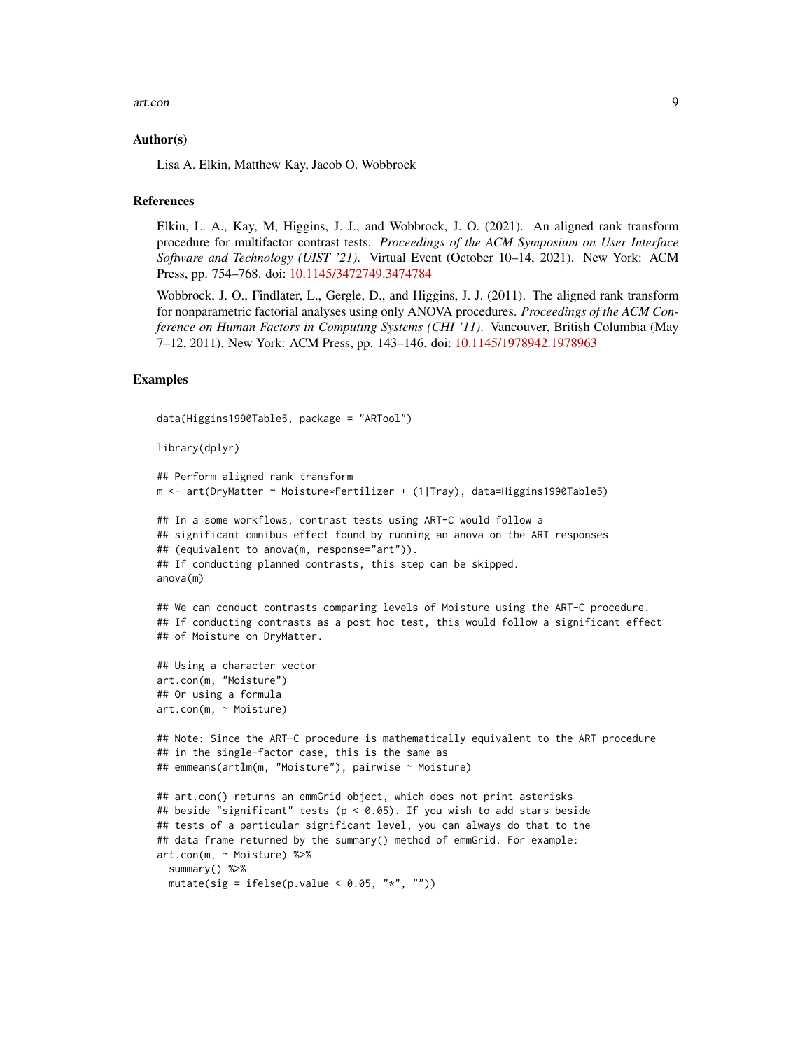### Author(s)

Lisa A. Elkin, Matthew Kay, Jacob O. Wobbrock

### References

Elkin, L. A., Kay, M, Higgins, J. J., and Wobbrock, J. O. (2021). An aligned rank transform procedure for multifactor contrast tests. *Proceedings of the ACM Symposium on User Interface Software and Technology (UIST '21)*. Virtual Event (October 10–14, 2021). New York: ACM Press, pp. 754–768. doi: 10.1145/3472749.3474784

Wobbrock, J. O., Findlater, L., Gergle, D., and Higgins, J. J. (2011). The aligned rank transform for nonparametric factorial analyses using only ANOVA procedures. *Proceedings of the ACM Conference on Human Factors in Computing Systems (CHI '11)*. Vancouver, British Columbia (May 7–12, 2011). New York: ACM Press, pp. 143–146. doi: 10.1145/1978942.1978963

### Examples

```
data(Higgins1990Table5, package = "ARTool")

library(dplyr)

## Perform aligned rank transform
m <- art(DryMatter ~ Moisture*Fertilizer + (1|Tray), data=Higgins1990Table5)

## In a some workflows, contrast tests using ART-C would follow a
## significant omnibus effect found by running an anova on the ART responses
## (equivalent to anova(m, response="art")).
## If conducting planned contrasts, this step can be skipped.
anova(m)

## We can conduct contrasts comparing levels of Moisture using the ART-C procedure.
## If conducting contrasts as a post hoc test, this would follow a significant effect
## of Moisture on DryMatter.

## Using a character vector
art.con(m, "Moisture")
## Or using a formula
art.con(m, ~ Moisture)

## Note: Since the ART-C procedure is mathematically equivalent to the ART procedure
## in the single-factor case, this is the same as
## emmeans(artlm(m, "Moisture"), pairwise ~ Moisture)

## art.con() returns an emmGrid object, which does not print asterisks
## beside "significant" tests (p < 0.05). If you wish to add stars beside
## tests of a particular significant level, you can always do that to the
## data frame returned by the summary() method of emmGrid. For example:
art.con(m, ~ Moisture) %>%
  summary() %>%
  mutate(sig = ifelse(p.value < 0.05, "*", ""))
```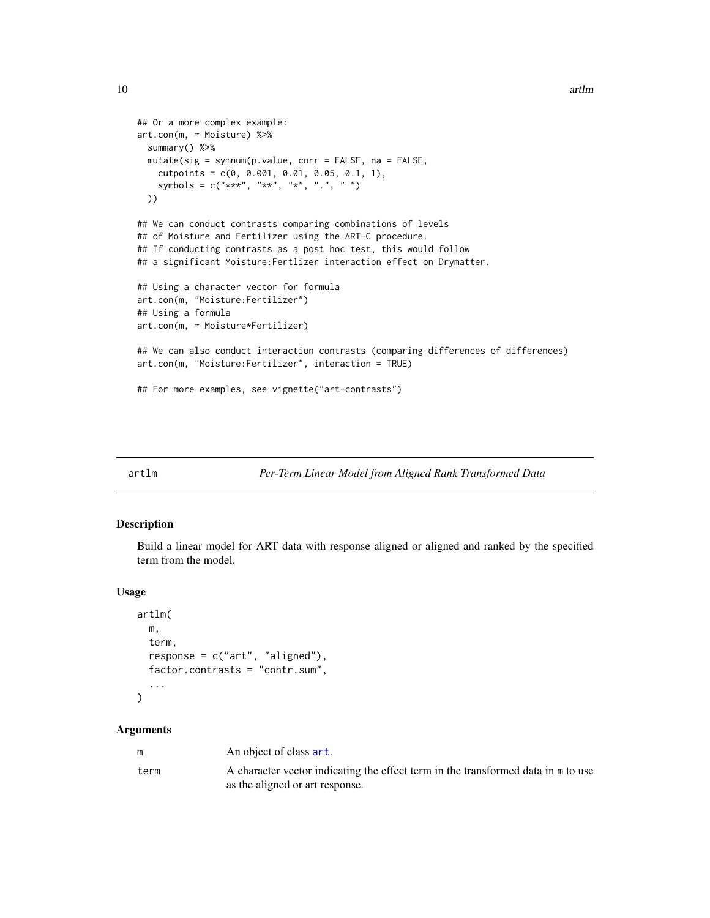```
## Or a more complex example:
art.con(m, ~ Moisture) %>%
  summary() %>%
  mutate(sig = symnum(p.value, corr = FALSE, na = FALSE,
    cutpoints = c(0, 0.001, 0.01, 0.05, 0.1, 1),
    symbols = c("***", "**", "*", ".", " ")
  ))

## We can conduct contrasts comparing combinations of levels
## of Moisture and Fertilizer using the ART-C procedure.
## If conducting contrasts as a post hoc test, this would follow
## a significant Moisture:Fertlizer interaction effect on Drymatter.

## Using a character vector for formula
art.con(m, "Moisture:Fertilizer")
## Using a formula
art.con(m, ~ Moisture*Fertilizer)

## We can also conduct interaction contrasts (comparing differences of differences)
art.con(m, "Moisture:Fertilizer", interaction = TRUE)

## For more examples, see vignette("art-contrasts")
```

## artlm — *Per-Term Linear Model from Aligned Rank Transformed Data*

### Description

Build a linear model for ART data with response aligned or aligned and ranked by the specified term from the model.

### Usage

```
artlm(
  m,
  term,
  response = c("art", "aligned"),
  factor.contrasts = "contr.sum",
  ...
)
```

### Arguments

| | |
|---|---|
| `m` | An object of class `art`. |
| `term` | A character vector indicating the effect term in the transformed data in `m` to use as the aligned or art response. |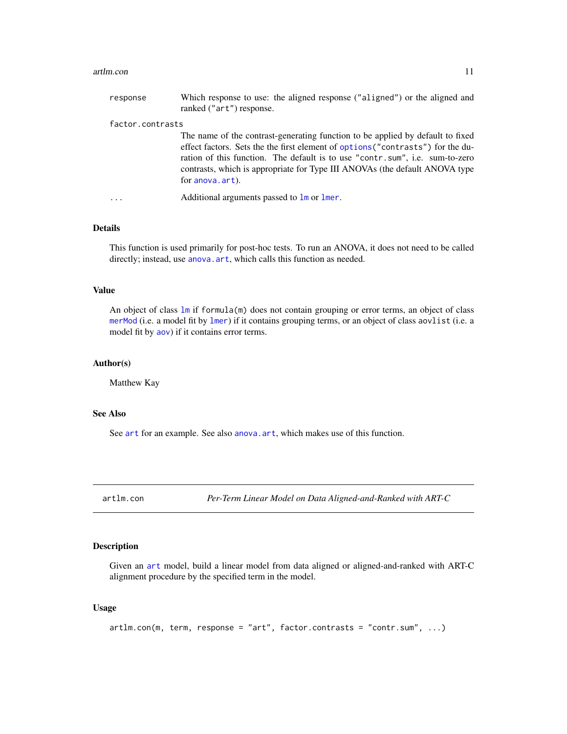| | |
|---|---|
| `response` | Which response to use: the aligned response ("aligned") or the aligned and ranked ("art") response. |
| `factor.contrasts` | The name of the contrast-generating function to be applied by default to fixed effect factors. Sets the the first element of `options("contrasts")` for the duration of this function. The default is to use "contr.sum", i.e. sum-to-zero contrasts, which is appropriate for Type III ANOVAs (the default ANOVA type for `anova.art`). |
| `...` | Additional arguments passed to `lm` or `lmer`. |

## Details

This function is used primarily for post-hoc tests. To run an ANOVA, it does not need to be called directly; instead, use `anova.art`, which calls this function as needed.

## Value

An object of class `lm` if `formula(m)` does not contain grouping or error terms, an object of class `merMod` (i.e. a model fit by `lmer`) if it contains grouping terms, or an object of class `aovlist` (i.e. a model fit by `aov`) if it contains error terms.

## Author(s)

Matthew Kay

## See Also

See `art` for an example. See also `anova.art`, which makes use of this function.

---

# artlm.con — *Per-Term Linear Model on Data Aligned-and-Ranked with ART-C*

## Description

Given an `art` model, build a linear model from data aligned or aligned-and-ranked with ART-C alignment procedure by the specified term in the model.

## Usage

```
artlm.con(m, term, response = "art", factor.contrasts = "contr.sum", ...)
```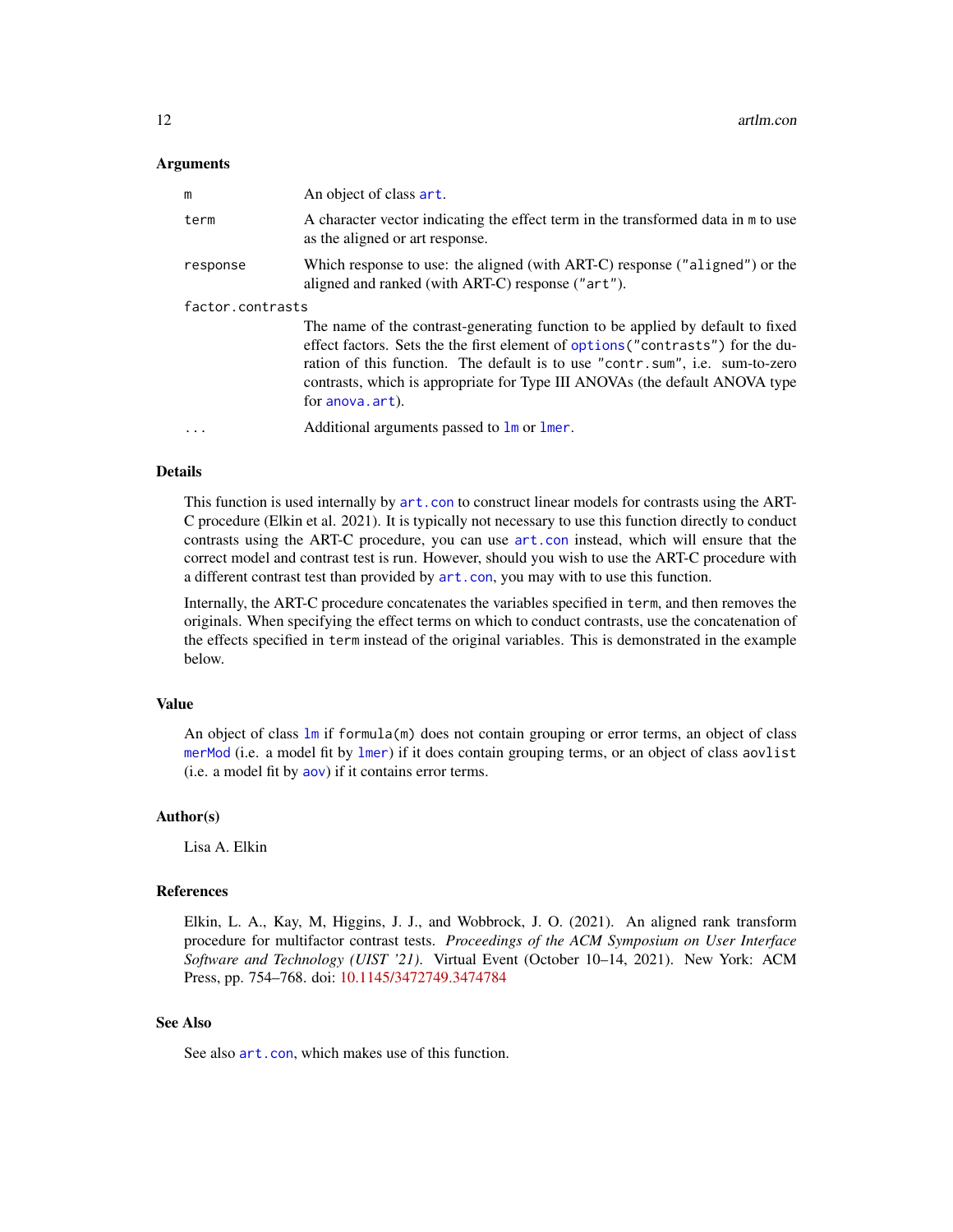### Arguments

| | |
|---|---|
| `m` | An object of class `art`. |
| `term` | A character vector indicating the effect term in the transformed data in `m` to use as the aligned or art response. |
| `response` | Which response to use: the aligned (with ART-C) response (`"aligned"`) or the aligned and ranked (with ART-C) response (`"art"`). |
| `factor.contrasts` | The name of the contrast-generating function to be applied by default to fixed effect factors. Sets the the first element of `options("contrasts")` for the duration of this function. The default is to use `"contr.sum"`, i.e. sum-to-zero contrasts, which is appropriate for Type III ANOVAs (the default ANOVA type for `anova.art`). |
| `...` | Additional arguments passed to `lm` or `lmer`. |

### Details

This function is used internally by `art.con` to construct linear models for contrasts using the ART-C procedure (Elkin et al. 2021). It is typically not necessary to use this function directly to conduct contrasts using the ART-C procedure, you can use `art.con` instead, which will ensure that the correct model and contrast test is run. However, should you wish to use the ART-C procedure with a different contrast test than provided by `art.con`, you may with to use this function.

Internally, the ART-C procedure concatenates the variables specified in `term`, and then removes the originals. When specifying the effect terms on which to conduct contrasts, use the concatenation of the effects specified in `term` instead of the original variables. This is demonstrated in the example below.

### Value

An object of class `lm` if `formula(m)` does not contain grouping or error terms, an object of class `merMod` (i.e. a model fit by `lmer`) if it does contain grouping terms, or an object of class `aovlist` (i.e. a model fit by `aov`) if it contains error terms.

### Author(s)

Lisa A. Elkin

### References

Elkin, L. A., Kay, M, Higgins, J. J., and Wobbrock, J. O. (2021). An aligned rank transform procedure for multifactor contrast tests. *Proceedings of the ACM Symposium on User Interface Software and Technology (UIST '21)*. Virtual Event (October 10–14, 2021). New York: ACM Press, pp. 754–768. doi: 10.1145/3472749.3474784

### See Also

See also `art.con`, which makes use of this function.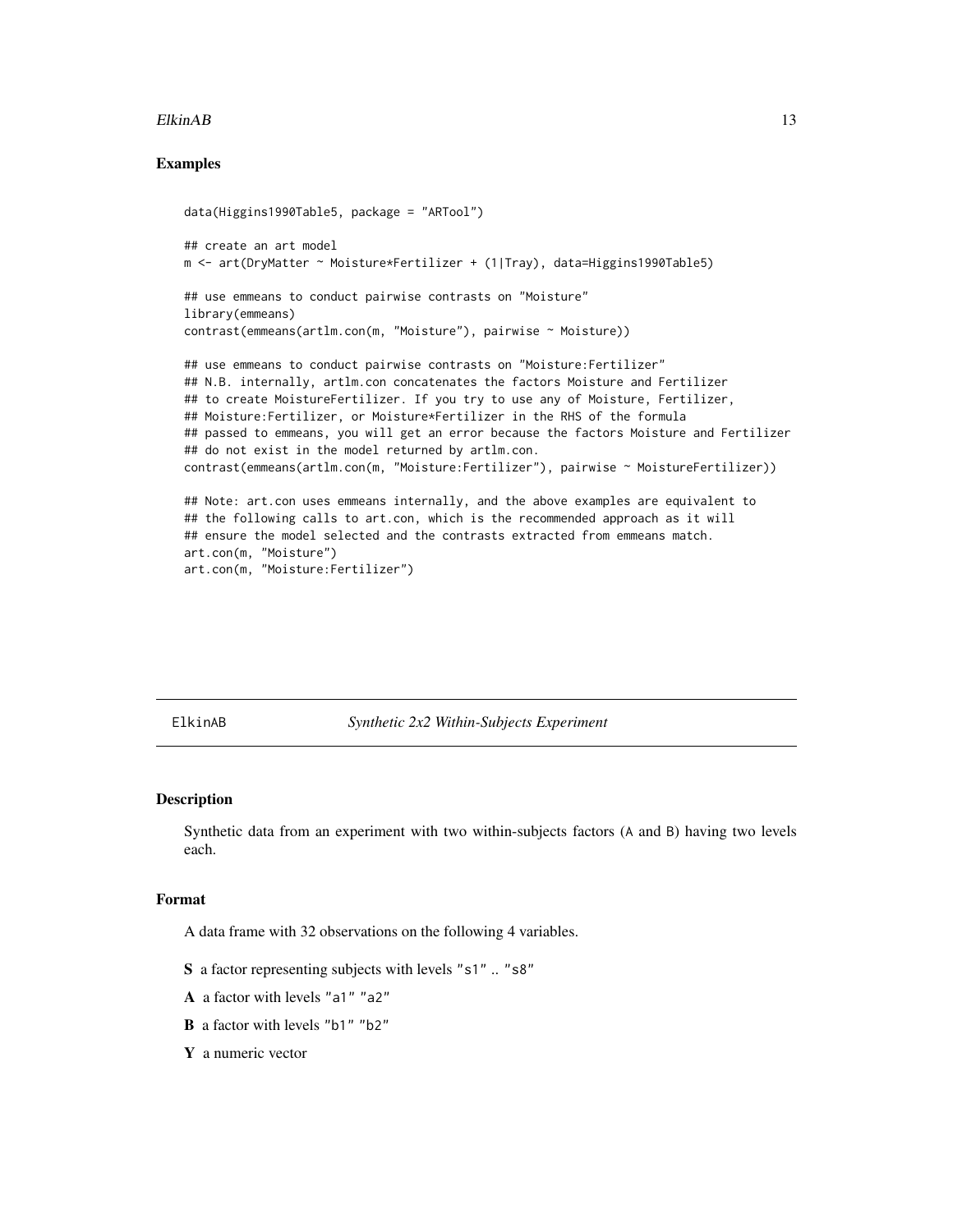### Examples

```
data(Higgins1990Table5, package = "ARTool")

## create an art model
m <- art(DryMatter ~ Moisture*Fertilizer + (1|Tray), data=Higgins1990Table5)

## use emmeans to conduct pairwise contrasts on "Moisture"
library(emmeans)
contrast(emmeans(artlm.con(m, "Moisture"), pairwise ~ Moisture))

## use emmeans to conduct pairwise contrasts on "Moisture:Fertilizer"
## N.B. internally, artlm.con concatenates the factors Moisture and Fertilizer
## to create MoistureFertilizer. If you try to use any of Moisture, Fertilizer,
## Moisture:Fertilizer, or Moisture*Fertilizer in the RHS of the formula
## passed to emmeans, you will get an error because the factors Moisture and Fertilizer
## do not exist in the model returned by artlm.con.
contrast(emmeans(artlm.con(m, "Moisture:Fertilizer"), pairwise ~ MoistureFertilizer))

## Note: art.con uses emmeans internally, and the above examples are equivalent to
## the following calls to art.con, which is the recommended approach as it will
## ensure the model selected and the contrasts extracted from emmeans match.
art.con(m, "Moisture")
art.con(m, "Moisture:Fertilizer")
```

---

## ElkinAB *Synthetic 2x2 Within-Subjects Experiment*

---

### Description

Synthetic data from an experiment with two within-subjects factors (A and B) having two levels each.

### Format

A data frame with 32 observations on the following 4 variables.

**S** a factor representing subjects with levels "s1" .. "s8"

**A** a factor with levels "a1" "a2"

**B** a factor with levels "b1" "b2"

**Y** a numeric vector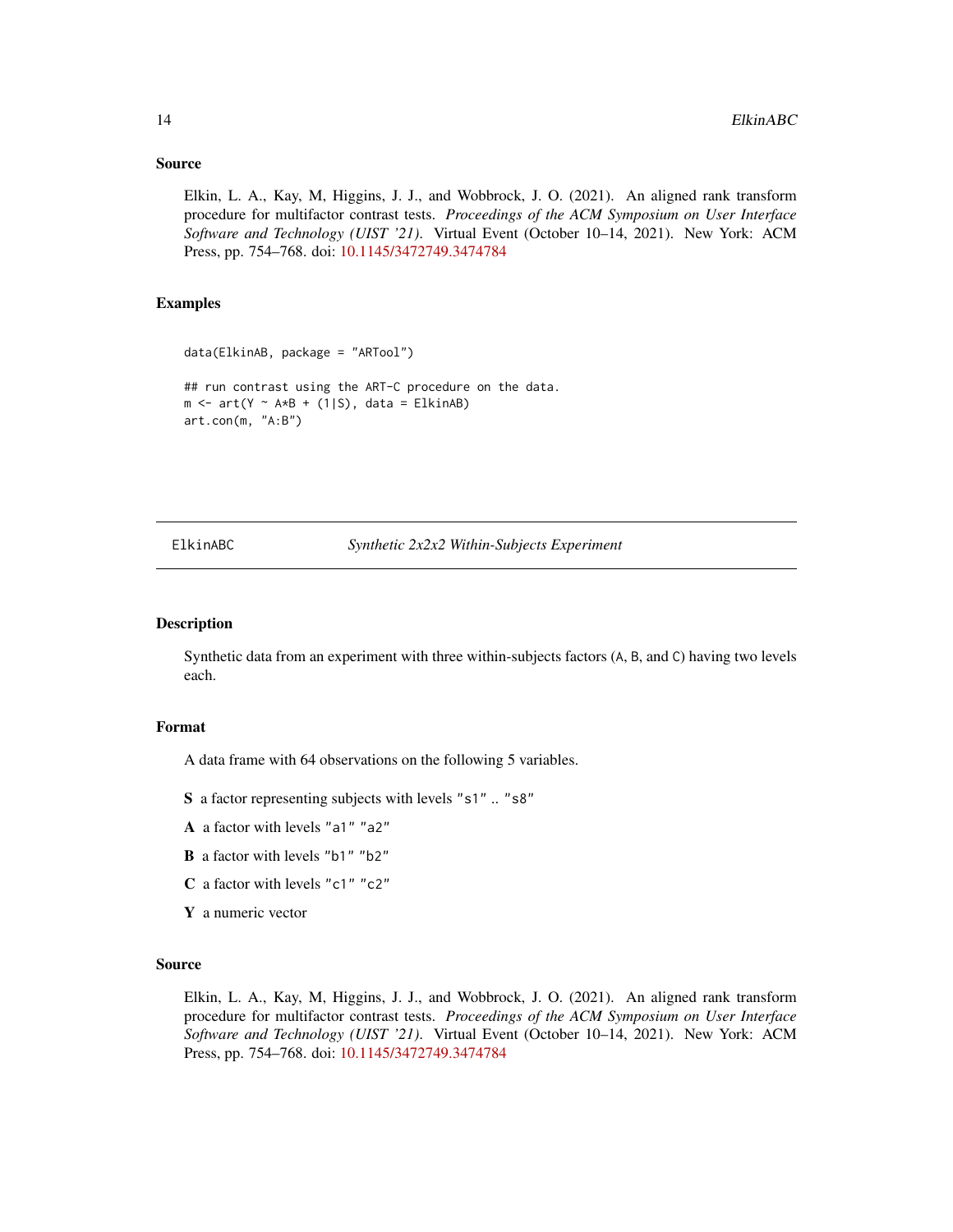## Source

Elkin, L. A., Kay, M, Higgins, J. J., and Wobbrock, J. O. (2021). An aligned rank transform procedure for multifactor contrast tests. *Proceedings of the ACM Symposium on User Interface Software and Technology (UIST '21).* Virtual Event (October 10–14, 2021). New York: ACM Press, pp. 754–768. doi: 10.1145/3472749.3474784

## Examples

```
data(ElkinAB, package = "ARTool")

## run contrast using the ART-C procedure on the data.
m <- art(Y ~ A*B + (1|S), data = ElkinAB)
art.con(m, "A:B")
```

---

# ElkinABC — *Synthetic 2x2x2 Within-Subjects Experiment*

## Description

Synthetic data from an experiment with three within-subjects factors (A, B, and C) having two levels each.

## Format

A data frame with 64 observations on the following 5 variables.

- **S** a factor representing subjects with levels "s1" .. "s8"
- **A** a factor with levels "a1" "a2"
- **B** a factor with levels "b1" "b2"
- **C** a factor with levels "c1" "c2"
- **Y** a numeric vector

## Source

Elkin, L. A., Kay, M, Higgins, J. J., and Wobbrock, J. O. (2021). An aligned rank transform procedure for multifactor contrast tests. *Proceedings of the ACM Symposium on User Interface Software and Technology (UIST '21).* Virtual Event (October 10–14, 2021). New York: ACM Press, pp. 754–768. doi: 10.1145/3472749.3474784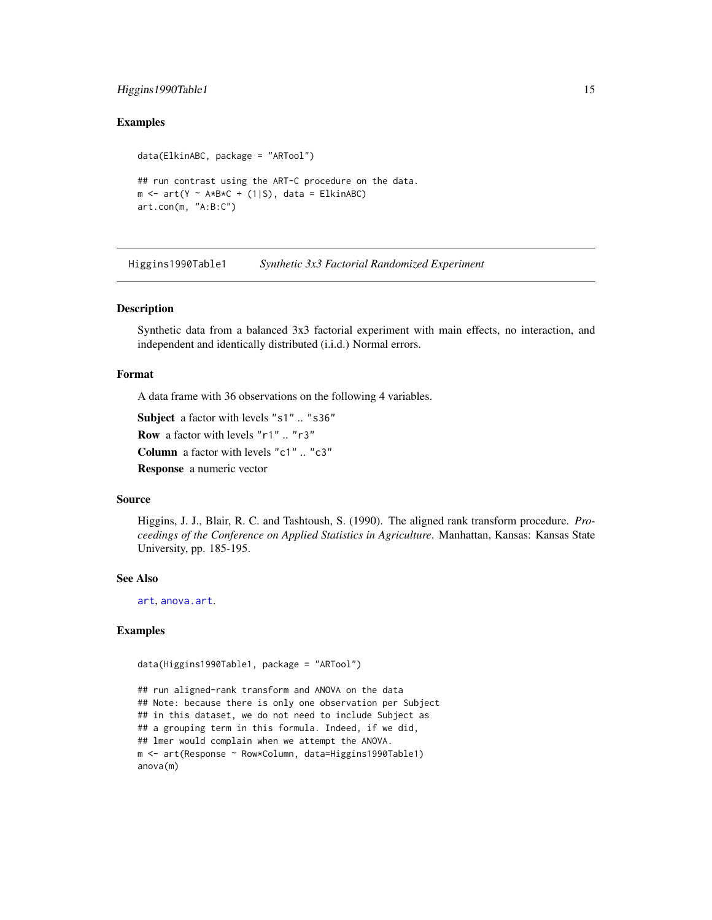## Examples

```
data(ElkinABC, package = "ARTool")

## run contrast using the ART-C procedure on the data.
m <- art(Y ~ A*B*C + (1|S), data = ElkinABC)
art.con(m, "A:B:C")
```

---

# Higgins1990Table1 *Synthetic 3x3 Factorial Randomized Experiment*

---

## Description

Synthetic data from a balanced 3x3 factorial experiment with main effects, no interaction, and independent and identically distributed (i.i.d.) Normal errors.

## Format

A data frame with 36 observations on the following 4 variables.

**Subject** a factor with levels "s1" .. "s36"

**Row** a factor with levels "r1" .. "r3"

**Column** a factor with levels "c1" .. "c3"

**Response** a numeric vector

## Source

Higgins, J. J., Blair, R. C. and Tashtoush, S. (1990). The aligned rank transform procedure. *Proceedings of the Conference on Applied Statistics in Agriculture*. Manhattan, Kansas: Kansas State University, pp. 185-195.

## See Also

art, anova.art.

## Examples

```
data(Higgins1990Table1, package = "ARTool")

## run aligned-rank transform and ANOVA on the data
## Note: because there is only one observation per Subject
## in this dataset, we do not need to include Subject as
## a grouping term in this formula. Indeed, if we did,
## lmer would complain when we attempt the ANOVA.
m <- art(Response ~ Row*Column, data=Higgins1990Table1)
anova(m)
```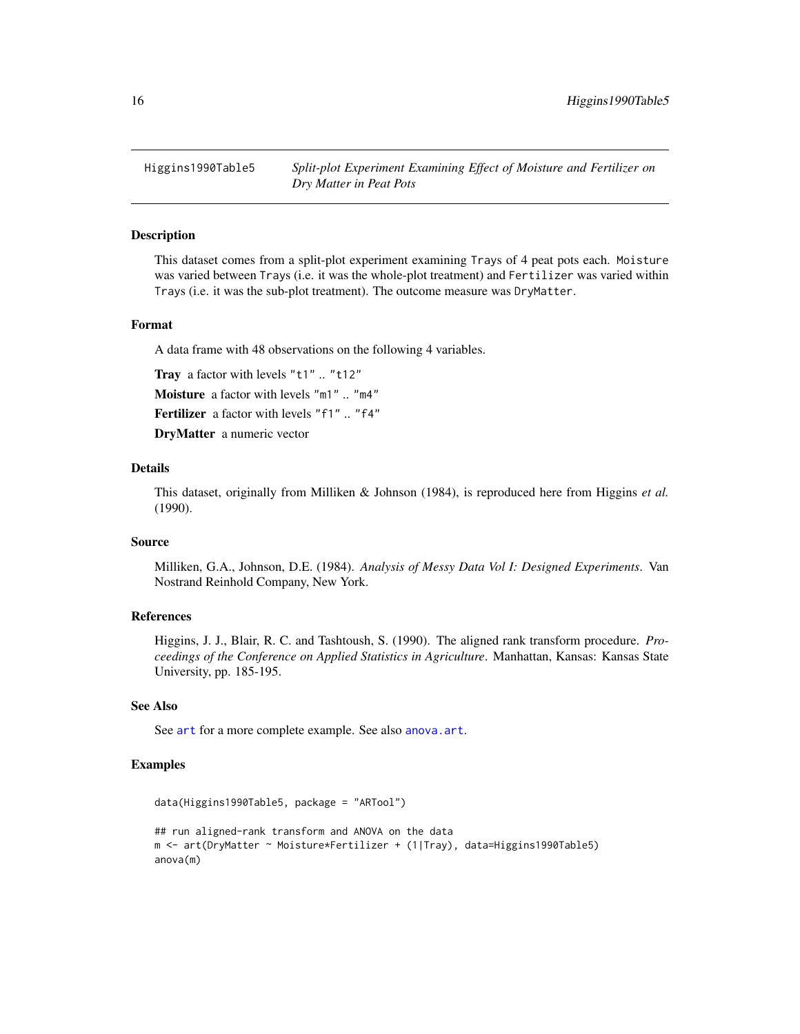Higgins1990Table5 *Split-plot Experiment Examining Effect of Moisture and Fertilizer on Dry Matter in Peat Pots*

## Description

This dataset comes from a split-plot experiment examining Trays of 4 peat pots each. Moisture was varied between Trays (i.e. it was the whole-plot treatment) and Fertilizer was varied within Trays (i.e. it was the sub-plot treatment). The outcome measure was DryMatter.

## Format

A data frame with 48 observations on the following 4 variables.

**Tray** a factor with levels "t1" .. "t12"

**Moisture** a factor with levels "m1" .. "m4"

**Fertilizer** a factor with levels "f1" .. "f4"

**DryMatter** a numeric vector

## Details

This dataset, originally from Milliken & Johnson (1984), is reproduced here from Higgins *et al.* (1990).

## Source

Milliken, G.A., Johnson, D.E. (1984). *Analysis of Messy Data Vol I: Designed Experiments*. Van Nostrand Reinhold Company, New York.

## References

Higgins, J. J., Blair, R. C. and Tashtoush, S. (1990). The aligned rank transform procedure. *Proceedings of the Conference on Applied Statistics in Agriculture*. Manhattan, Kansas: Kansas State University, pp. 185-195.

## See Also

See art for a more complete example. See also anova.art.

## Examples

```
data(Higgins1990Table5, package = "ARTool")

## run aligned-rank transform and ANOVA on the data
m <- art(DryMatter ~ Moisture*Fertilizer + (1|Tray), data=Higgins1990Table5)
anova(m)
```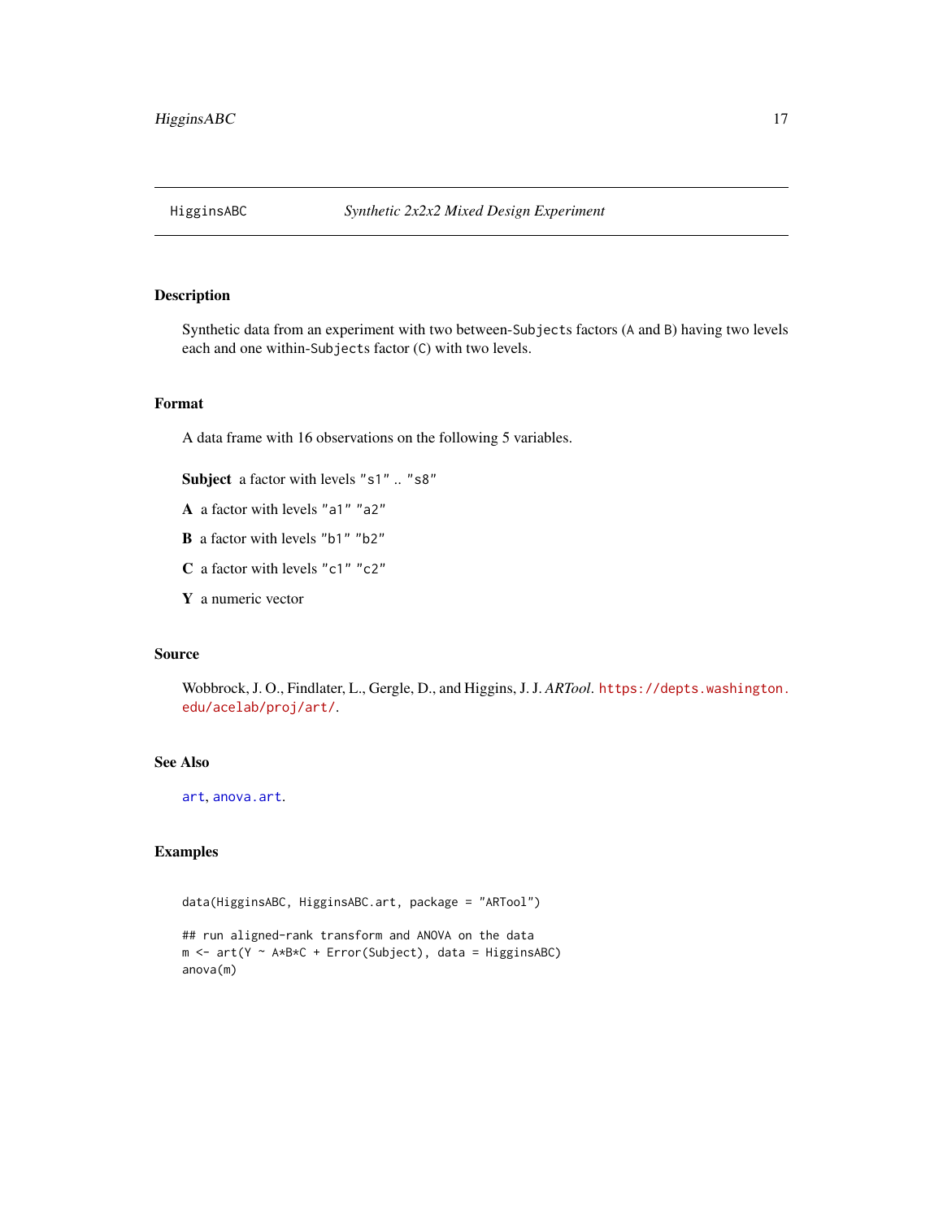# HigginsABC — *Synthetic 2x2x2 Mixed Design Experiment*

## Description

Synthetic data from an experiment with two between-`Subjects` factors (`A` and `B`) having two levels each and one within-`Subjects` factor (`C`) with two levels.

## Format

A data frame with 16 observations on the following 5 variables.

**Subject** a factor with levels "s1" .. "s8"

**A** a factor with levels "a1" "a2"

**B** a factor with levels "b1" "b2"

**C** a factor with levels "c1" "c2"

**Y** a numeric vector

## Source

Wobbrock, J. O., Findlater, L., Gergle, D., and Higgins, J. J. *ARTool*. https://depts.washington.edu/acelab/proj/art/.

## See Also

art, anova.art.

## Examples

```
data(HigginsABC, HigginsABC.art, package = "ARTool")

## run aligned-rank transform and ANOVA on the data
m <- art(Y ~ A*B*C + Error(Subject), data = HigginsABC)
anova(m)
```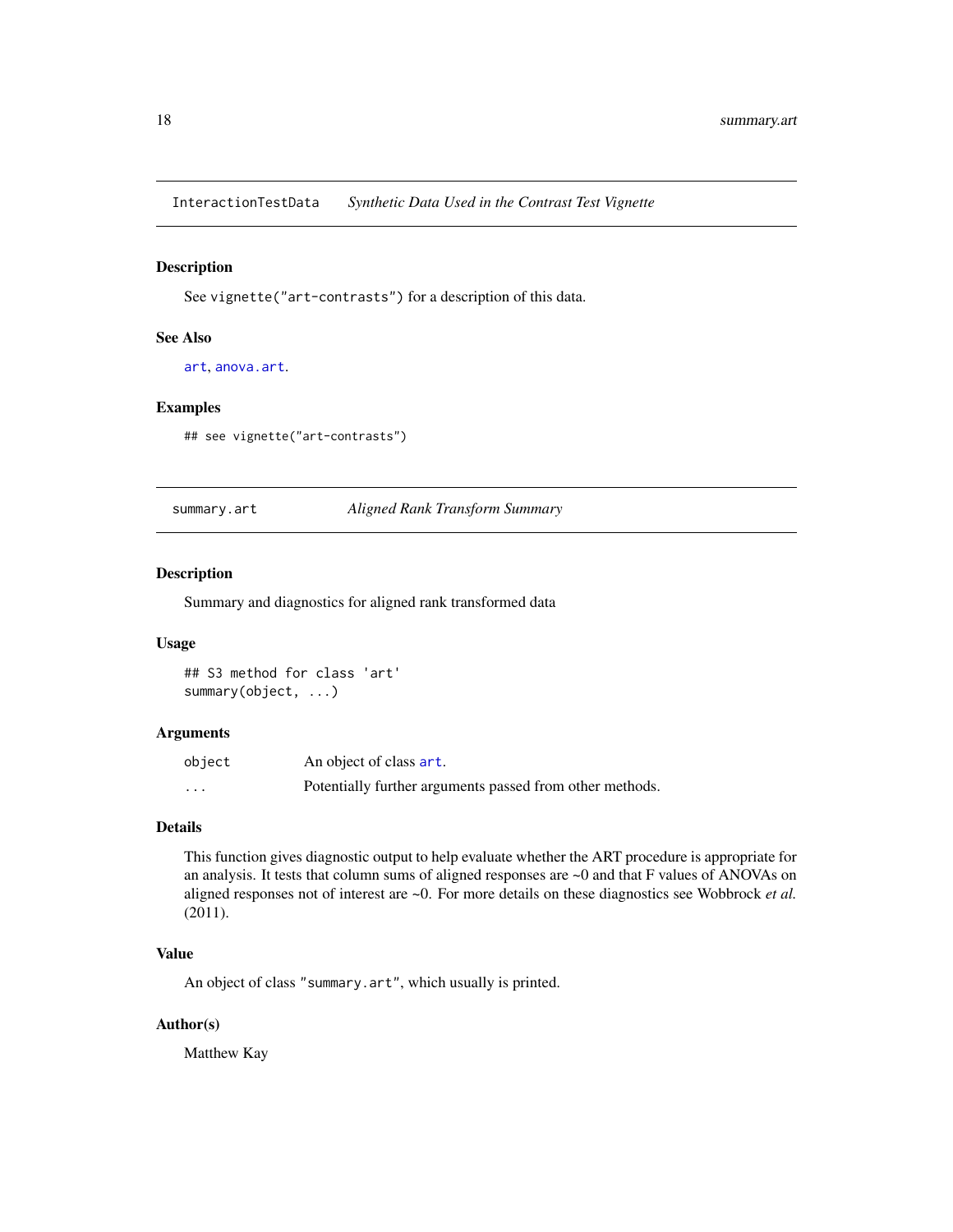## InteractionTestData *Synthetic Data Used in the Contrast Test Vignette*

### Description

See `vignette("art-contrasts")` for a description of this data.

### See Also

`art`, `anova.art`.

### Examples

```
## see vignette("art-contrasts")
```

## summary.art *Aligned Rank Transform Summary*

### Description

Summary and diagnostics for aligned rank transformed data

### Usage

```
## S3 method for class 'art'
summary(object, ...)
```

### Arguments

| | |
|---|---|
| `object` | An object of class `art`. |
| `...` | Potentially further arguments passed from other methods. |

### Details

This function gives diagnostic output to help evaluate whether the ART procedure is appropriate for an analysis. It tests that column sums of aligned responses are ~0 and that F values of ANOVAs on aligned responses not of interest are ~0. For more details on these diagnostics see Wobbrock *et al.* (2011).

### Value

An object of class `"summary.art"`, which usually is printed.

### Author(s)

Matthew Kay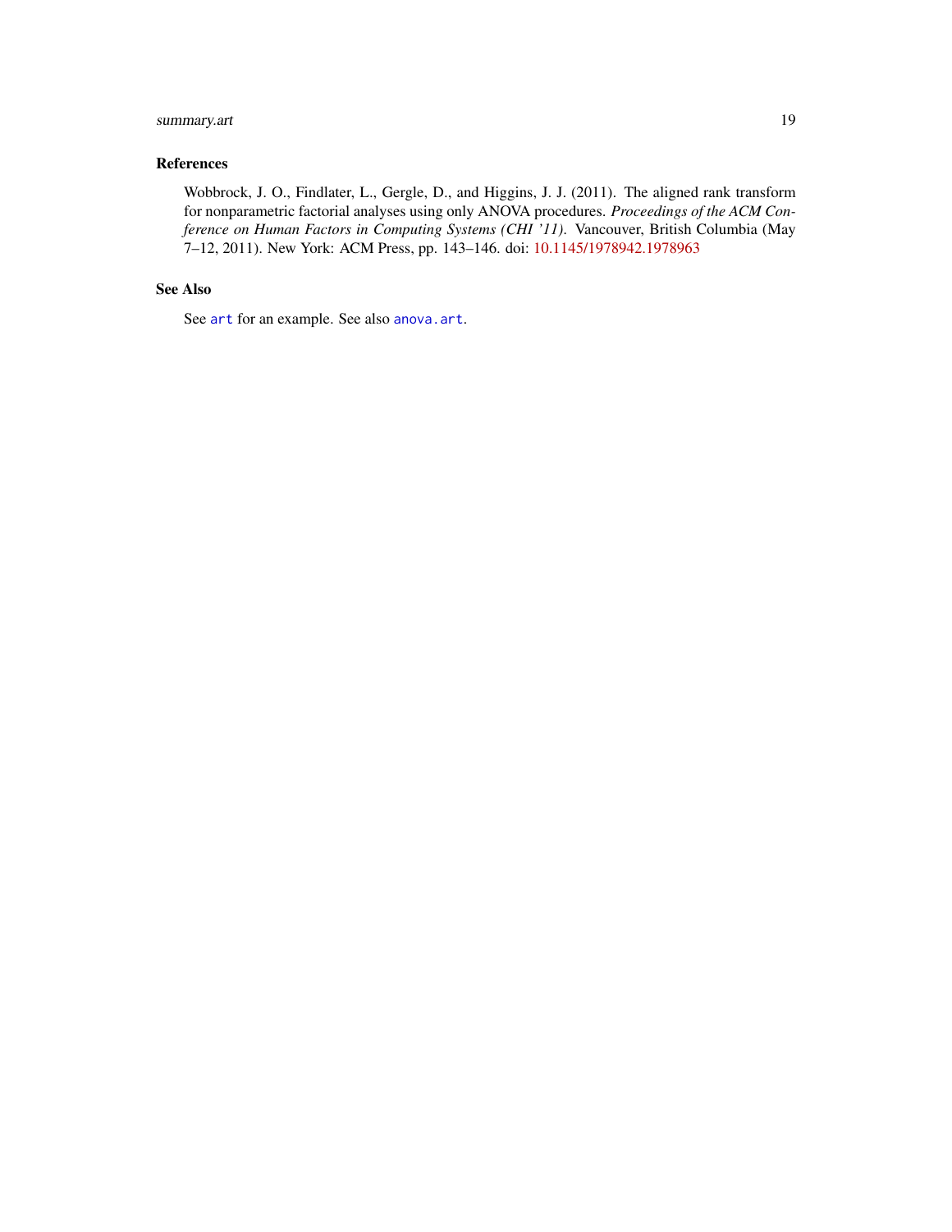## References

Wobbrock, J. O., Findlater, L., Gergle, D., and Higgins, J. J. (2011). The aligned rank transform for nonparametric factorial analyses using only ANOVA procedures. *Proceedings of the ACM Conference on Human Factors in Computing Systems (CHI '11).* Vancouver, British Columbia (May 7–12, 2011). New York: ACM Press, pp. 143–146. doi: 10.1145/1978942.1978963

## See Also

See `art` for an example. See also `anova.art`.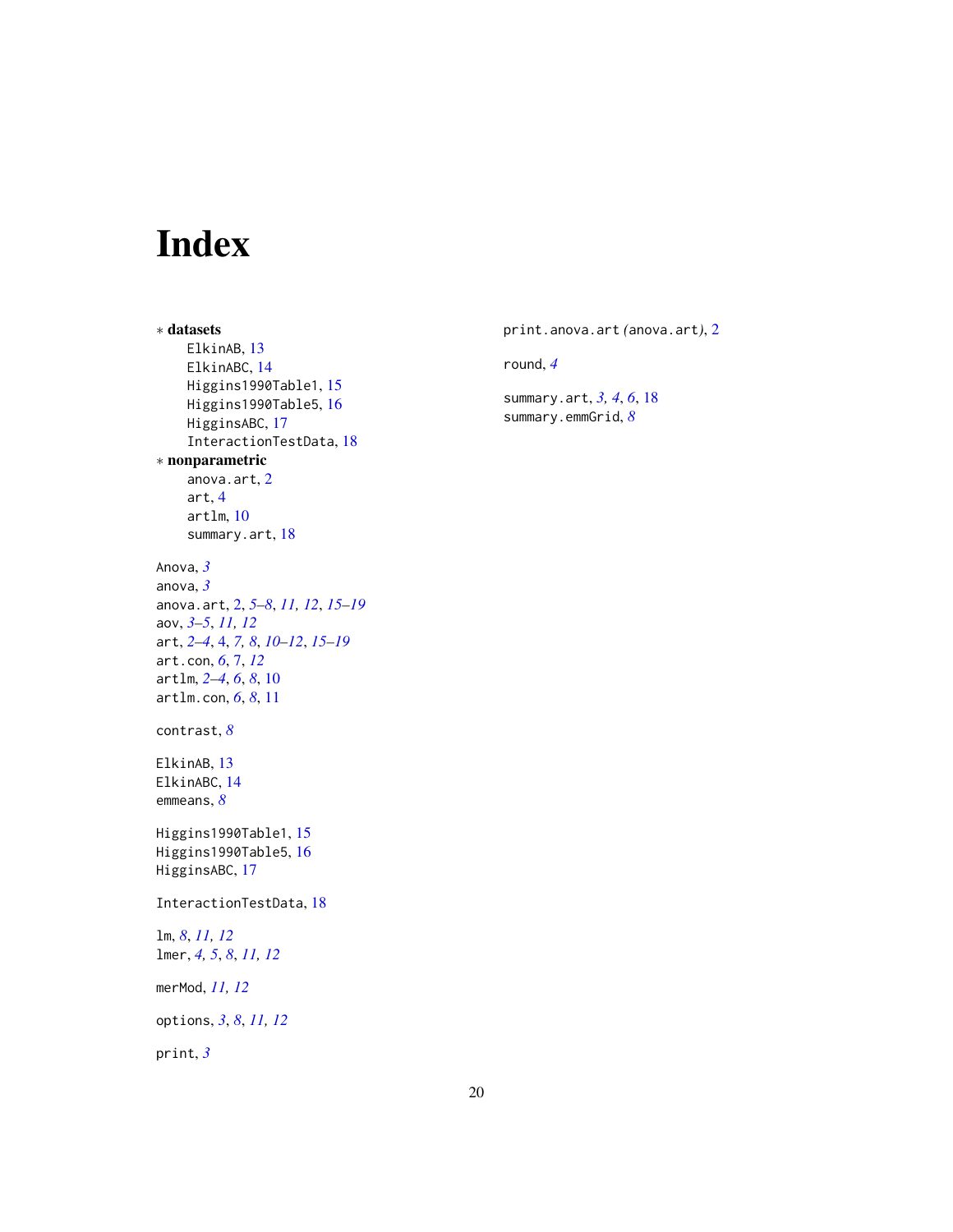# Index

* **datasets**
    - ElkinAB, 13
    - ElkinABC, 14
    - Higgins1990Table1, 15
    - Higgins1990Table5, 16
    - HigginsABC, 17
    - InteractionTestData, 18
* **nonparametric**
    - anova.art, 2
    - art, 4
    - artlm, 10
    - summary.art, 18

Anova, *3*
anova, *3*
anova.art, 2, *5–8*, *11, 12*, *15–19*
aov, *3–5*, *11, 12*
art, *2–4*, 4, *7, 8*, *10–12*, *15–19*
art.con, *6*, 7, *12*
artlm, *2–4*, *6*, *8*, 10
artlm.con, *6*, *8*, 11

contrast, *8*

ElkinAB, 13
ElkinABC, 14
emmeans, *8*

Higgins1990Table1, 15
Higgins1990Table5, 16
HigginsABC, 17

InteractionTestData, 18

lm, *8*, *11, 12*
lmer, *4, 5*, *8*, *11, 12*

merMod, *11, 12*

options, *3*, *8*, *11, 12*

print, *3*
print.anova.art *(anova.art)*, 2

round, *4*

summary.art, *3, 4*, *6*, 18
summary.emmGrid, *8*